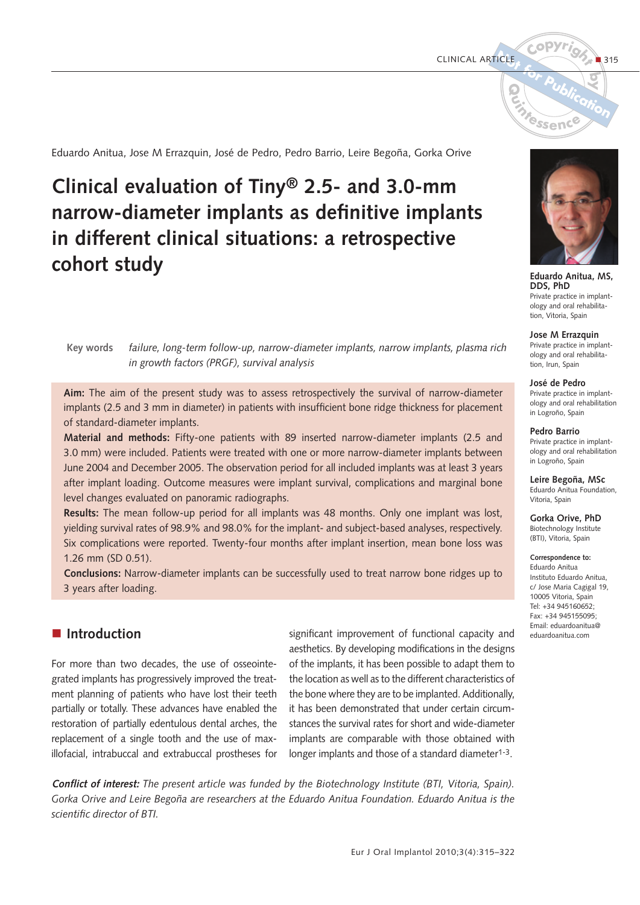Eduardo Anitua, Jose M Errazquin, José de Pedro, Pedro Barrio, Leire Begoña, Gorka Orive

# Clinical evaluation of Tiny® 2.5- and 3.0-mm narrow-diameter implants as definitive implants in different clinical situations: a retrospective cohort study

**Eduardo Anitua, MS, DDS, PhD**
Private practice in implantology and oral rehabilitation, Vitoria, Spain

**Jose M Errazquin**
Private practice in implantology and oral rehabilitation, Irun, Spain

**José de Pedro**
Private practice in implantology and oral rehabilitation in Logroño, Spain

**Pedro Barrio**
Private practice in implantology and oral rehabilitation in Logroño, Spain

**Leire Begoña, MSc**
Eduardo Anitua Foundation, Vitoria, Spain

**Gorka Orive, PhD**
Biotechnology Institute (BTI), Vitoria, Spain

**Correspondence to:**
Eduardo Anitua
Instituto Eduardo Anitua, c/ Jose Maria Cagigal 19, 10005 Vitoria, Spain
Tel: +34 945160652;
Fax: +34 945155095;
Email: eduardoanitua@eduardoanitua.com

**Key words** *failure, long-term follow-up, narrow-diameter implants, narrow implants, plasma rich in growth factors (PRGF), survival analysis*

**Aim:** The aim of the present study was to assess retrospectively the survival of narrow-diameter implants (2.5 and 3 mm in diameter) in patients with insufficient bone ridge thickness for placement of standard-diameter implants.

**Material and methods:** Fifty-one patients with 89 inserted narrow-diameter implants (2.5 and 3.0 mm) were included. Patients were treated with one or more narrow-diameter implants between June 2004 and December 2005. The observation period for all included implants was at least 3 years after implant loading. Outcome measures were implant survival, complications and marginal bone level changes evaluated on panoramic radiographs.

**Results:** The mean follow-up period for all implants was 48 months. Only one implant was lost, yielding survival rates of 98.9% and 98.0% for the implant- and subject-based analyses, respectively. Six complications were reported. Twenty-four months after implant insertion, mean bone loss was 1.26 mm (SD 0.51).

**Conclusions:** Narrow-diameter implants can be successfully used to treat narrow bone ridges up to 3 years after loading.

## Introduction

For more than two decades, the use of osseointegrated implants has progressively improved the treatment planning of patients who have lost their teeth partially or totally. These advances have enabled the restoration of partially edentulous dental arches, the replacement of a single tooth and the use of maxillofacial, intrabuccal and extrabuccal prostheses for significant improvement of functional capacity and aesthetics. By developing modifications in the designs of the implants, it has been possible to adapt them to the location as well as to the different characteristics of the bone where they are to be implanted. Additionally, it has been demonstrated that under certain circumstances the survival rates for short and wide-diameter implants are comparable with those obtained with longer implants and those of a standard diameter[1-3].

***Conflict of interest:*** *The present article was funded by the Biotechnology Institute (BTI, Vitoria, Spain). Gorka Orive and Leire Begoña are researchers at the Eduardo Anitua Foundation. Eduardo Anitua is the scientific director of BTI.*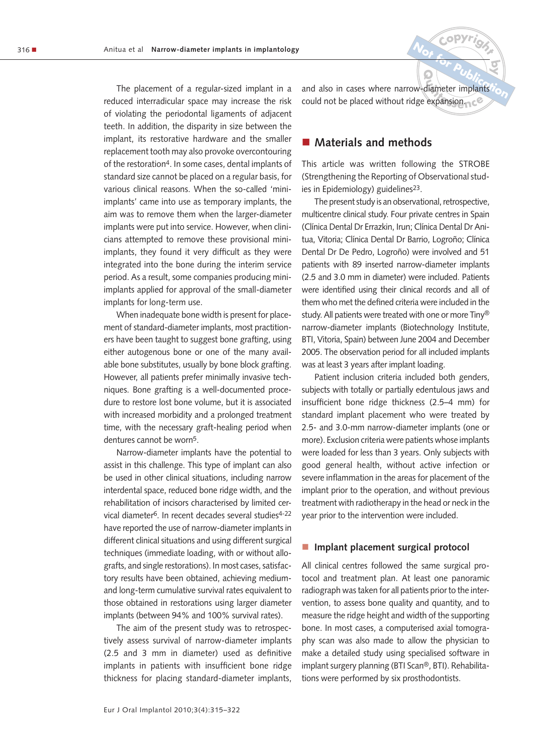The placement of a regular-sized implant in a reduced interradicular space may increase the risk of violating the periodontal ligaments of adjacent teeth. In addition, the disparity in size between the implant, its restorative hardware and the smaller replacement tooth may also provoke overcontouring of the restoration[4]. In some cases, dental implants of standard size cannot be placed on a regular basis, for various clinical reasons. When the so-called 'mini-implants' came into use as temporary implants, the aim was to remove them when the larger-diameter implants were put into service. However, when clinicians attempted to remove these provisional mini-implants, they found it very difficult as they were integrated into the bone during the interim service period. As a result, some companies producing mini-implants applied for approval of the small-diameter implants for long-term use.

When inadequate bone width is present for placement of standard-diameter implants, most practitioners have been taught to suggest bone grafting, using either autogenous bone or one of the many available bone substitutes, usually by bone block grafting. However, all patients prefer minimally invasive techniques. Bone grafting is a well-documented procedure to restore lost bone volume, but it is associated with increased morbidity and a prolonged treatment time, with the necessary graft-healing period when dentures cannot be worn[5].

Narrow-diameter implants have the potential to assist in this challenge. This type of implant can also be used in other clinical situations, including narrow interdental space, reduced bone ridge width, and the rehabilitation of incisors characterised by limited cervical diameter[6]. In recent decades several studies[4-22] have reported the use of narrow-diameter implants in different clinical situations and using different surgical techniques (immediate loading, with or without allografts, and single restorations). In most cases, satisfactory results have been obtained, achieving medium- and long-term cumulative survival rates equivalent to those obtained in restorations using larger diameter implants (between 94% and 100% survival rates).

The aim of the present study was to retrospectively assess survival of narrow-diameter implants (2.5 and 3 mm in diameter) used as definitive implants in patients with insufficient bone ridge thickness for placing standard-diameter implants, and also in cases where narrow-diameter implants could not be placed without ridge expansion.

## Materials and methods

This article was written following the STROBE (Strengthening the Reporting of Observational studies in Epidemiology) guidelines[23].

The present study is an observational, retrospective, multicentre clinical study. Four private centres in Spain (Clínica Dental Dr Errazkin, Irun; Clínica Dental Dr Anitua, Vitoria; Clínica Dental Dr Barrio, Logroño; Clínica Dental Dr De Pedro, Logroño) were involved and 51 patients with 89 inserted narrow-diameter implants (2.5 and 3.0 mm in diameter) were included. Patients were identified using their clinical records and all of them who met the defined criteria were included in the study. All patients were treated with one or more Tiny® narrow-diameter implants (Biotechnology Institute, BTI, Vitoria, Spain) between June 2004 and December 2005. The observation period for all included implants was at least 3 years after implant loading.

Patient inclusion criteria included both genders, subjects with totally or partially edentulous jaws and insufficient bone ridge thickness (2.5–4 mm) for standard implant placement who were treated by 2.5- and 3.0-mm narrow-diameter implants (one or more). Exclusion criteria were patients whose implants were loaded for less than 3 years. Only subjects with good general health, without active infection or severe inflammation in the areas for placement of the implant prior to the operation, and without previous treatment with radiotherapy in the head or neck in the year prior to the intervention were included.

### Implant placement surgical protocol

All clinical centres followed the same surgical protocol and treatment plan. At least one panoramic radiograph was taken for all patients prior to the intervention, to assess bone quality and quantity, and to measure the ridge height and width of the supporting bone. In most cases, a computerised axial tomography scan was also made to allow the physician to make a detailed study using specialised software in implant surgery planning (BTI Scan®, BTI). Rehabilitations were performed by six prosthodontists.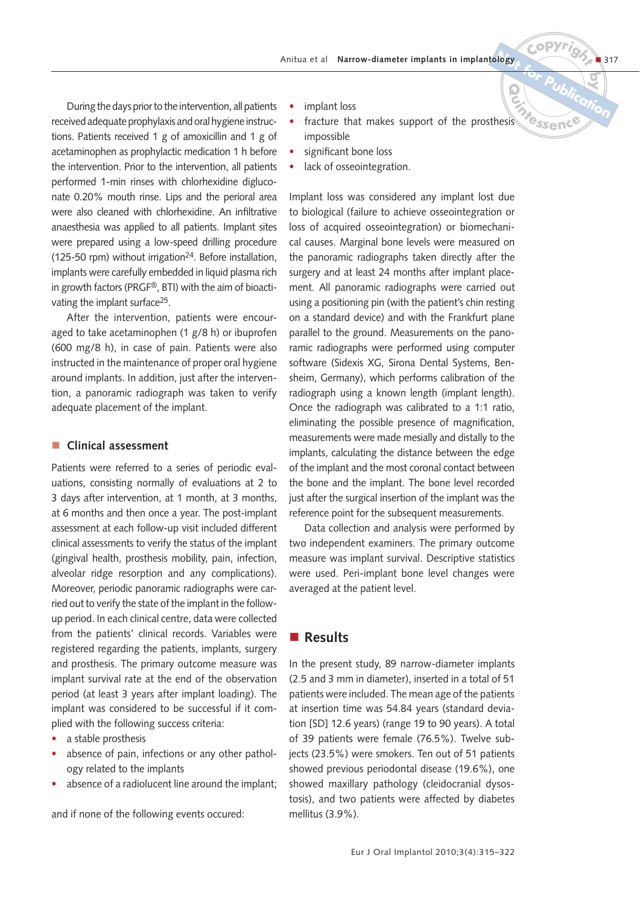During the days prior to the intervention, all patients received adequate prophylaxis and oral hygiene instructions. Patients received 1 g of amoxicillin and 1 g of acetaminophen as prophylactic medication 1 h before the intervention. Prior to the intervention, all patients performed 1-min rinses with chlorhexidine digluconate 0.20% mouth rinse. Lips and the perioral area were also cleaned with chlorhexidine. An infiltrative anaesthesia was applied to all patients. Implant sites were prepared using a low-speed drilling procedure (125-50 rpm) without irrigation[24]. Before installation, implants were carefully embedded in liquid plasma rich in growth factors (PRGF®, BTI) with the aim of bioactivating the implant surface[25].

After the intervention, patients were encouraged to take acetaminophen (1 g/8 h) or ibuprofen (600 mg/8 h), in case of pain. Patients were also instructed in the maintenance of proper oral hygiene around implants. In addition, just after the intervention, a panoramic radiograph was taken to verify adequate placement of the implant.

## Clinical assessment

Patients were referred to a series of periodic evaluations, consisting normally of evaluations at 2 to 3 days after intervention, at 1 month, at 3 months, at 6 months and then once a year. The post-implant assessment at each follow-up visit included different clinical assessments to verify the status of the implant (gingival health, prosthesis mobility, pain, infection, alveolar ridge resorption and any complications). Moreover, periodic panoramic radiographs were carried out to verify the state of the implant in the follow-up period. In each clinical centre, data were collected from the patients' clinical records. Variables were registered regarding the patients, implants, surgery and prosthesis. The primary outcome measure was implant survival rate at the end of the observation period (at least 3 years after implant loading). The implant was considered to be successful if it complied with the following success criteria:

- a stable prosthesis
- absence of pain, infections or any other pathology related to the implants
- absence of a radiolucent line around the implant;

and if none of the following events occured:

- implant loss
- fracture that makes support of the prosthesis impossible
- significant bone loss
- lack of osseointegration.

Implant loss was considered any implant lost due to biological (failure to achieve osseointegration or loss of acquired osseointegration) or biomechanical causes. Marginal bone levels were measured on the panoramic radiographs taken directly after the surgery and at least 24 months after implant placement. All panoramic radiographs were carried out using a positioning pin (with the patient's chin resting on a standard device) and with the Frankfurt plane parallel to the ground. Measurements on the panoramic radiographs were performed using computer software (Sidexis XG, Sirona Dental Systems, Bensheim, Germany), which performs calibration of the radiograph using a known length (implant length). Once the radiograph was calibrated to a 1:1 ratio, eliminating the possible presence of magnification, measurements were made mesially and distally to the implants, calculating the distance between the edge of the implant and the most coronal contact between the bone and the implant. The bone level recorded just after the surgical insertion of the implant was the reference point for the subsequent measurements.

Data collection and analysis were performed by two independent examiners. The primary outcome measure was implant survival. Descriptive statistics were used. Peri-implant bone level changes were averaged at the patient level.

# Results

In the present study, 89 narrow-diameter implants (2.5 and 3 mm in diameter), inserted in a total of 51 patients were included. The mean age of the patients at insertion time was 54.84 years (standard deviation [SD] 12.6 years) (range 19 to 90 years). A total of 39 patients were female (76.5%). Twelve subjects (23.5%) were smokers. Ten out of 51 patients showed previous periodontal disease (19.6%), one showed maxillary pathology (cleidocranial dysostosis), and two patients were affected by diabetes mellitus (3.9%).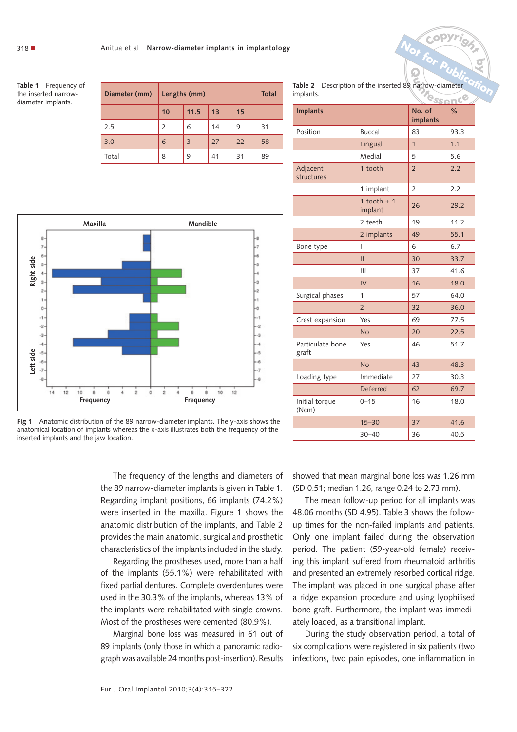**Table 1** Frequency of the inserted narrow-diameter implants.

| Diameter (mm) | Lengths (mm) | | | | Total |
|---|---|---|---|---|---|
| | 10 | 11.5 | 13 | 15 | |
| 2.5 | 2 | 6 | 14 | 9 | 31 |
| 3.0 | 6 | 3 | 27 | 22 | 58 |
| Total | 8 | 9 | 41 | 31 | 89 |

**Fig 1** Anatomic distribution of the 89 narrow-diameter implants. The y-axis shows the anatomical location of implants whereas the x-axis illustrates both the frequency of the inserted implants and the jaw location.

**Table 2** Description of the inserted 89 narrow-diameter implants.

| Implants | | No. of implants | % |
|---|---|---|---|
| Position | Buccal | 83 | 93.3 |
| | Lingual | 1 | 1.1 |
| | Medial | 5 | 5.6 |
| Adjacent structures | 1 tooth | 2 | 2.2 |
| | 1 implant | 2 | 2.2 |
| | 1 tooth + 1 implant | 26 | 29.2 |
| | 2 teeth | 19 | 11.2 |
| | 2 implants | 49 | 55.1 |
| Bone type | I | 6 | 6.7 |
| | II | 30 | 33.7 |
| | III | 37 | 41.6 |
| | IV | 16 | 18.0 |
| Surgical phases | 1 | 57 | 64.0 |
| | 2 | 32 | 36.0 |
| Crest expansion | Yes | 69 | 77.5 |
| | No | 20 | 22.5 |
| Particulate bone graft | Yes | 46 | 51.7 |
| | No | 43 | 48.3 |
| Loading type | Immediate | 27 | 30.3 |
| | Deferred | 62 | 69.7 |
| Initial torque (Ncm) | 0–15 | 16 | 18.0 |
| | 15–30 | 37 | 41.6 |
| | 30–40 | 36 | 40.5 |

The frequency of the lengths and diameters of the 89 narrow-diameter implants is given in Table 1. Regarding implant positions, 66 implants (74.2%) were inserted in the maxilla. Figure 1 shows the anatomic distribution of the implants, and Table 2 provides the main anatomic, surgical and prosthetic characteristics of the implants included in the study.

Regarding the prostheses used, more than a half of the implants (55.1%) were rehabilitated with fixed partial dentures. Complete overdentures were used in the 30.3% of the implants, whereas 13% of the implants were rehabilitated with single crowns. Most of the prostheses were cemented (80.9%).

Marginal bone loss was measured in 61 out of 89 implants (only those in which a panoramic radiograph was available 24 months post-insertion). Results showed that mean marginal bone loss was 1.26 mm (SD 0.51; median 1.26, range 0.24 to 2.73 mm).

The mean follow-up period for all implants was 48.06 months (SD 4.95). Table 3 shows the follow-up times for the non-failed implants and patients. Only one implant failed during the observation period. The patient (59-year-old female) receiving this implant suffered from rheumatoid arthritis and presented an extremely resorbed cortical ridge. The implant was placed in one surgical phase after a ridge expansion procedure and using lyophilised bone graft. Furthermore, the implant was immediately loaded, as a transitional implant.

During the study observation period, a total of six complications were registered in six patients (two infections, two pain episodes, one inflammation in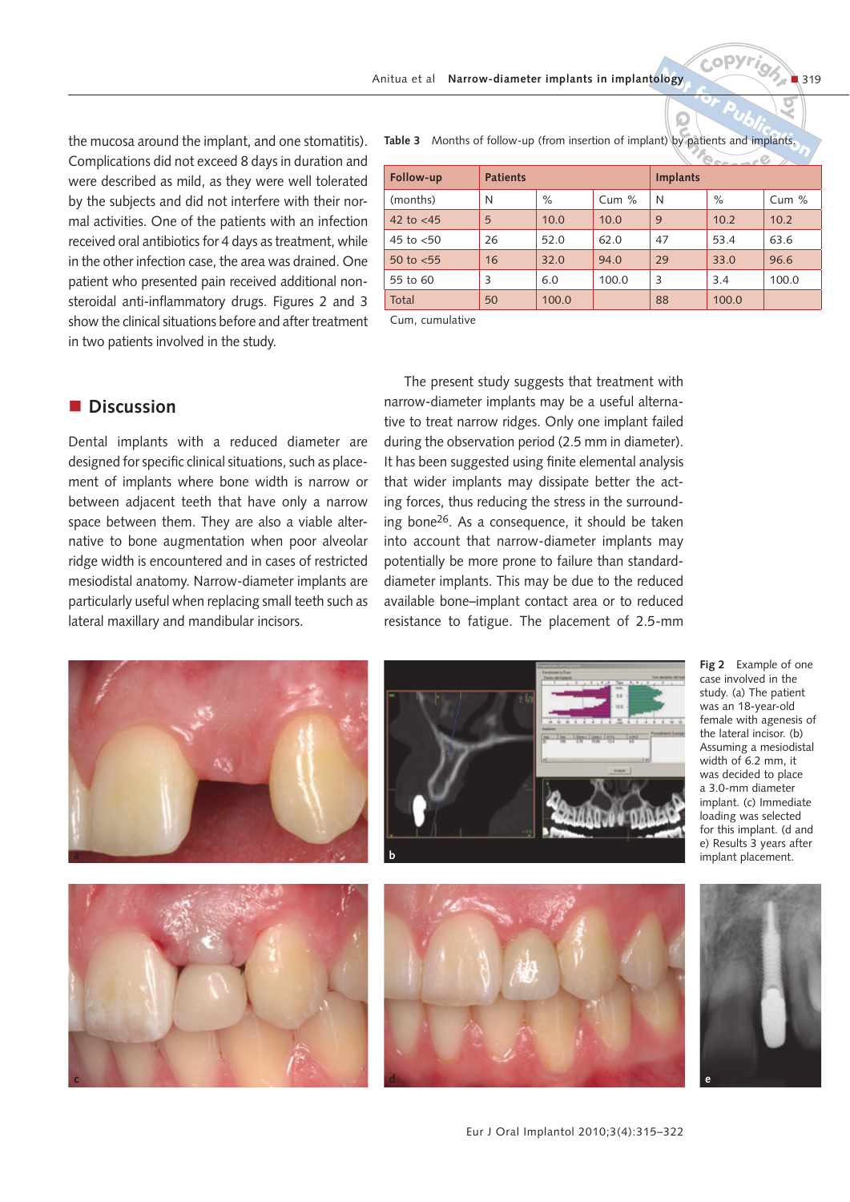the mucosa around the implant, and one stomatitis). Complications did not exceed 8 days in duration and were described as mild, as they were well tolerated by the subjects and did not interfere with their normal activities. One of the patients with an infection received oral antibiotics for 4 days as treatment, while in the other infection case, the area was drained. One patient who presented pain received additional non-steroidal anti-inflammatory drugs. Figures 2 and 3 show the clinical situations before and after treatment in two patients involved in the study.

**Table 3** Months of follow-up (from insertion of implant) by patients and implants.

| Follow-up | Patients | | | Implants | | |
|---|---|---|---|---|---|---|
| (months) | N | % | Cum % | N | % | Cum % |
| 42 to <45 | 5 | 10.0 | 10.0 | 9 | 10.2 | 10.2 |
| 45 to <50 | 26 | 52.0 | 62.0 | 47 | 53.4 | 63.6 |
| 50 to <55 | 16 | 32.0 | 94.0 | 29 | 33.0 | 96.6 |
| 55 to 60 | 3 | 6.0 | 100.0 | 3 | 3.4 | 100.0 |
| Total | 50 | 100.0 | | 88 | 100.0 | |

Cum, cumulative

## Discussion

Dental implants with a reduced diameter are designed for specific clinical situations, such as placement of implants where bone width is narrow or between adjacent teeth that have only a narrow space between them. They are also a viable alternative to bone augmentation when poor alveolar ridge width is encountered and in cases of restricted mesiodistal anatomy. Narrow-diameter implants are particularly useful when replacing small teeth such as lateral maxillary and mandibular incisors.

The present study suggests that treatment with narrow-diameter implants may be a useful alternative to treat narrow ridges. Only one implant failed during the observation period (2.5 mm in diameter). It has been suggested using finite elemental analysis that wider implants may dissipate better the acting forces, thus reducing the stress in the surrounding bone[26]. As a consequence, it should be taken into account that narrow-diameter implants may potentially be more prone to failure than standard-diameter implants. This may be due to the reduced available bone–implant contact area or to reduced resistance to fatigue. The placement of 2.5-mm

**Fig 2** Example of one case involved in the study. (a) The patient was an 18-year-old female with agenesis of the lateral incisor. (b) Assuming a mesiodistal width of 6.2 mm, it was decided to place a 3.0-mm diameter implant. (c) Immediate loading was selected for this implant. (d and e) Results 3 years after implant placement.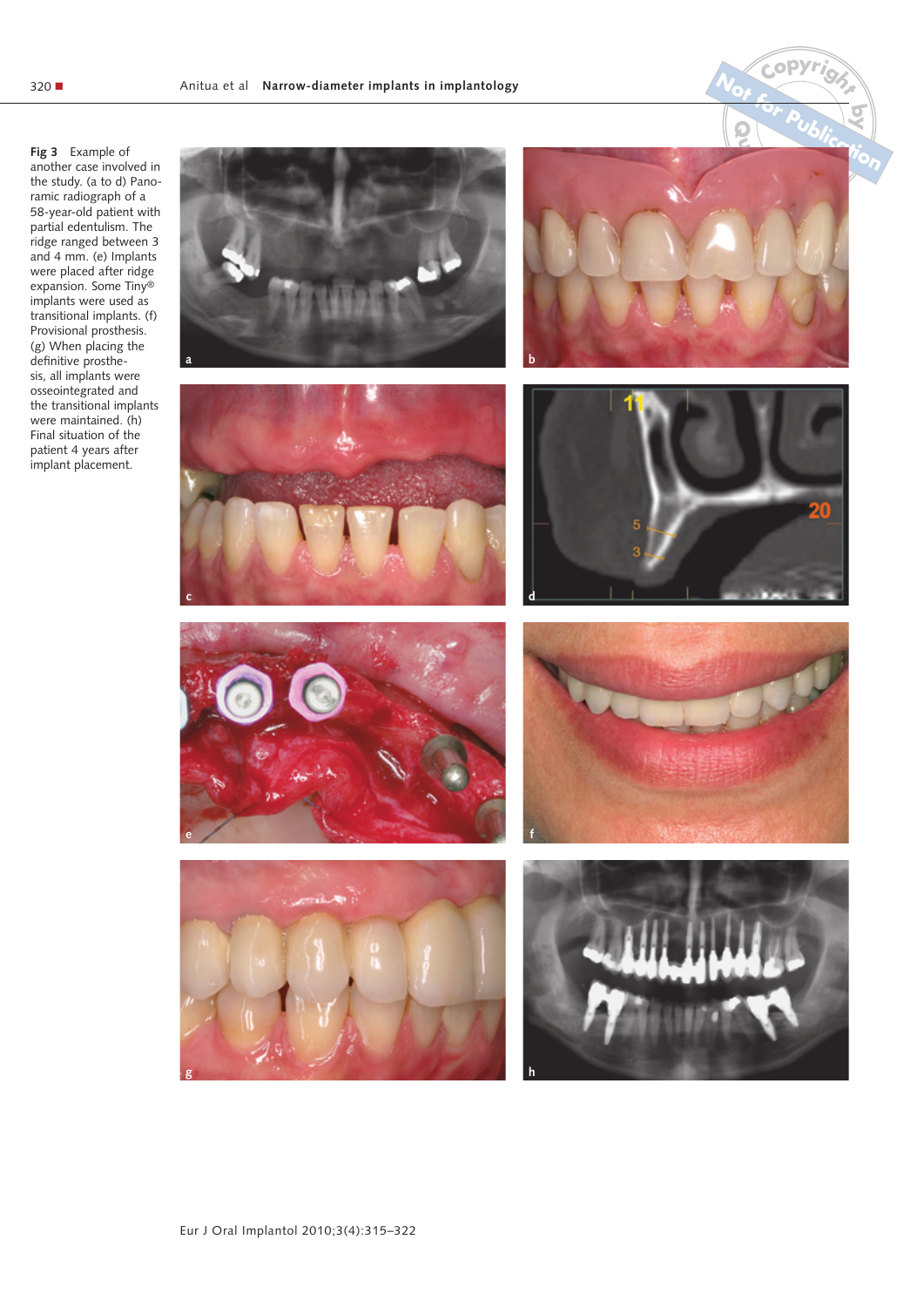**Fig 3** Example of another case involved in the study. (a to d) Panoramic radiograph of a 58-year-old patient with partial edentulism. The ridge ranged between 3 and 4 mm. (e) Implants were placed after ridge expansion. Some Tiny® implants were used as transitional implants. (f) Provisional prosthesis. (g) When placing the definitive prosthesis, all implants were osseointegrated and the transitional implants were maintained. (h) Final situation of the patient 4 years after implant placement.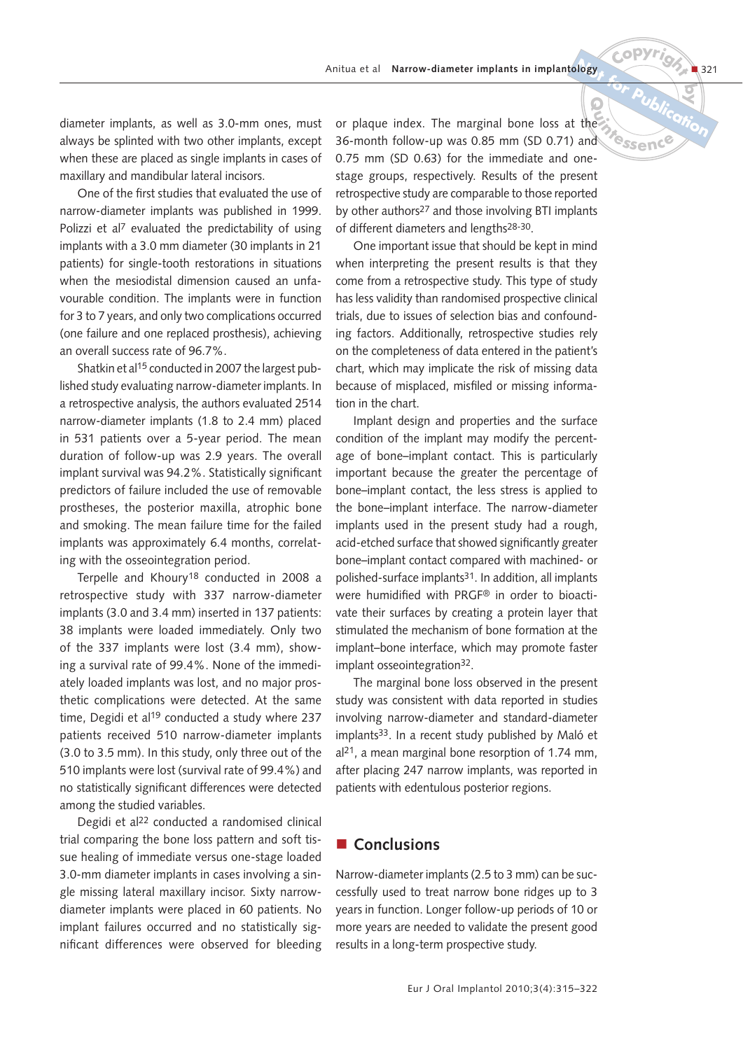diameter implants, as well as 3.0-mm ones, must always be splinted with two other implants, except when these are placed as single implants in cases of maxillary and mandibular lateral incisors.

One of the first studies that evaluated the use of narrow-diameter implants was published in 1999. Polizzi et al[7] evaluated the predictability of using implants with a 3.0 mm diameter (30 implants in 21 patients) for single-tooth restorations in situations when the mesiodistal dimension caused an unfavourable condition. The implants were in function for 3 to 7 years, and only two complications occurred (one failure and one replaced prosthesis), achieving an overall success rate of 96.7%.

Shatkin et al[15] conducted in 2007 the largest published study evaluating narrow-diameter implants. In a retrospective analysis, the authors evaluated 2514 narrow-diameter implants (1.8 to 2.4 mm) placed in 531 patients over a 5-year period. The mean duration of follow-up was 2.9 years. The overall implant survival was 94.2%. Statistically significant predictors of failure included the use of removable prostheses, the posterior maxilla, atrophic bone and smoking. The mean failure time for the failed implants was approximately 6.4 months, correlating with the osseointegration period.

Terpelle and Khoury[18] conducted in 2008 a retrospective study with 337 narrow-diameter implants (3.0 and 3.4 mm) inserted in 137 patients: 38 implants were loaded immediately. Only two of the 337 implants were lost (3.4 mm), showing a survival rate of 99.4%. None of the immediately loaded implants was lost, and no major prosthetic complications were detected. At the same time, Degidi et al[19] conducted a study where 237 patients received 510 narrow-diameter implants (3.0 to 3.5 mm). In this study, only three out of the 510 implants were lost (survival rate of 99.4%) and no statistically significant differences were detected among the studied variables.

Degidi et al[22] conducted a randomised clinical trial comparing the bone loss pattern and soft tissue healing of immediate versus one-stage loaded 3.0-mm diameter implants in cases involving a single missing lateral maxillary incisor. Sixty narrow-diameter implants were placed in 60 patients. No implant failures occurred and no statistically significant differences were observed for bleeding or plaque index. The marginal bone loss at the 36-month follow-up was 0.85 mm (SD 0.71) and 0.75 mm (SD 0.63) for the immediate and one-stage groups, respectively. Results of the present retrospective study are comparable to those reported by other authors[27] and those involving BTI implants of different diameters and lengths[28-30].

One important issue that should be kept in mind when interpreting the present results is that they come from a retrospective study. This type of study has less validity than randomised prospective clinical trials, due to issues of selection bias and confounding factors. Additionally, retrospective studies rely on the completeness of data entered in the patient's chart, which may implicate the risk of missing data because of misplaced, misfiled or missing information in the chart.

Implant design and properties and the surface condition of the implant may modify the percentage of bone–implant contact. This is particularly important because the greater the percentage of bone–implant contact, the less stress is applied to the bone–implant interface. The narrow-diameter implants used in the present study had a rough, acid-etched surface that showed significantly greater bone–implant contact compared with machined- or polished-surface implants[31]. In addition, all implants were humidified with PRGF® in order to bioactivate their surfaces by creating a protein layer that stimulated the mechanism of bone formation at the implant–bone interface, which may promote faster implant osseointegration[32].

The marginal bone loss observed in the present study was consistent with data reported in studies involving narrow-diameter and standard-diameter implants[33]. In a recent study published by Maló et al[21], a mean marginal bone resorption of 1.74 mm, after placing 247 narrow implants, was reported in patients with edentulous posterior regions.

## Conclusions

Narrow-diameter implants (2.5 to 3 mm) can be successfully used to treat narrow bone ridges up to 3 years in function. Longer follow-up periods of 10 or more years are needed to validate the present good results in a long-term prospective study.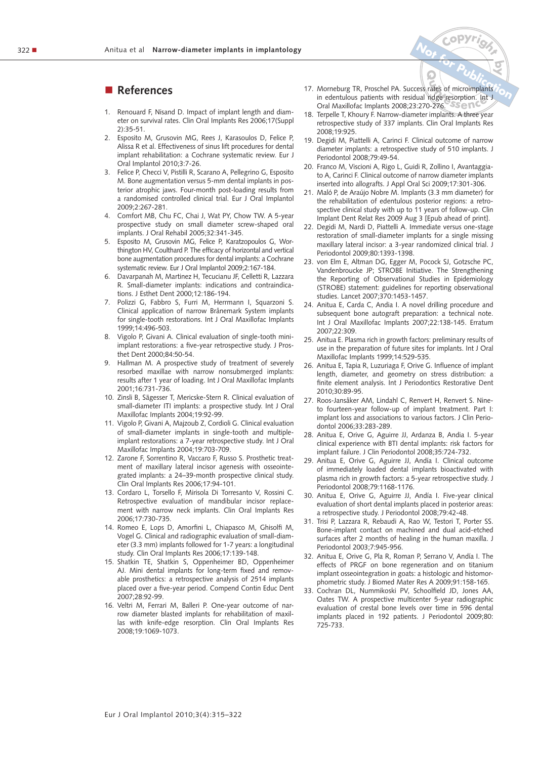## References

1. Renouard F, Nisand D. Impact of implant length and diameter on survival rates. Clin Oral Implants Res 2006;17(Suppl 2):35-51.
2. Esposito M, Grusovin MG, Rees J, Karasoulos D, Felice P, Alissa R et al. Effectiveness of sinus lift procedures for dental implant rehabilitation: a Cochrane systematic review. Eur J Oral Implantol 2010;3:7-26.
3. Felice P, Checci V, Pistilli R, Scarano A, Pellegrino G, Esposito M. Bone augmentation versus 5-mm dental implants in posterior atrophic jaws. Four-month post-loading results from a randomised controlled clinical trial. Eur J Oral Implantol 2009;2:267-281.
4. Comfort MB, Chu FC, Chai J, Wat PY, Chow TW. A 5-year prospective study on small diameter screw-shaped oral implants. J Oral Rehabil 2005;32:341-345.
5. Esposito M, Grusovin MG, Felice P, Karatzopoulos G, Worthington HV, Coulthard P. The efficacy of horizontal and vertical bone augmentation procedures for dental implants: a Cochrane systematic review. Eur J Oral Implantol 2009;2:167-184.
6. Davarpanah M, Martinez H, Tecucianu JF, Celletti R, Lazzara R. Small-diameter implants: indications and contraindications. J Esthet Dent 2000;12:186-194.
7. Polizzi G, Fabbro S, Furri M, Herrmann I, Squarzoni S. Clinical application of narrow Brånemark System implants for single-tooth restorations. Int J Oral Maxillofac Implants 1999;14:496-503.
8. Vigolo P, Givani A. Clinical evaluation of single-tooth mini-implant restorations: a five-year retrospective study. J Prosthet Dent 2000;84:50-54.
9. Hallman M. A prospective study of treatment of severely resorbed maxillae with narrow nonsubmerged implants: results after 1 year of loading. Int J Oral Maxillofac Implants 2001;16:731-736.
10. Zinsli B, Sägesser T, Mericske-Stern R. Clinical evaluation of small-diameter ITI implants: a prospective study. Int J Oral Maxillofac Implants 2004;19:92-99.
11. Vigolo P, Givani A, Majzoub Z, Cordioli G. Clinical evaluation of small-diameter implants in single-tooth and multiple-implant restorations: a 7-year retrospective study. Int J Oral Maxillofac Implants 2004;19:703-709.
12. Zarone F, Sorrentino R, Vaccaro F, Russo S. Prosthetic treatment of maxillary lateral incisor agenesis with osseointegrated implants: a 24–39-month prospective clinical study. Clin Oral Implants Res 2006;17:94-101.
13. Cordaro L, Torsello F, Mirisola Di Torresanto V, Rossini C. Retrospective evaluation of mandibular incisor replacement with narrow neck implants. Clin Oral Implants Res 2006;17:730-735.
14. Romeo E, Lops D, Amorfini L, Chiapasco M, Ghisolfi M, Vogel G. Clinical and radiographic evaluation of small-diameter (3.3 mm) implants followed for 1-7 years: a longitudinal study. Clin Oral Implants Res 2006;17:139-148.
15. Shatkin TE, Shatkin S, Oppenheimer BD, Oppenheimer AJ. Mini dental implants for long-term fixed and removable prosthetics: a retrospective analysis of 2514 implants placed over a five-year period. Compend Contin Educ Dent 2007;28:92-99.
16. Veltri M, Ferrari M, Balleri P. One-year outcome of narrow diameter blasted implants for rehabilitation of maxillas with knife-edge resorption. Clin Oral Implants Res 2008;19:1069-1073.
17. Morneburg TR, Proschel PA. Success rates of microimplants in edentulous patients with residual ridge resorption. Int J Oral Maxillofac Implants 2008;23:270-276.
18. Terpelle T, Khoury F. Narrow-diameter implants. A three year retrospective study of 337 implants. Clin Oral Implants Res 2008;19:925.
19. Degidi M, Piattelli A, Carinci F. Clinical outcome of narrow diameter implants: a retrospective study of 510 implants. J Periodontol 2008;79:49-54.
20. Franco M, Viscioni A, Rigo L, Guidi R, Zollino I, Avantaggiato A, Carinci F. Clinical outcome of narrow diameter implants inserted into allografts. J Appl Oral Sci 2009;17:301-306.
21. Maló P, de Araújo Nobre M. Implants (3.3 mm diameter) for the rehabilitation of edentulous posterior regions: a retrospective clinical study with up to 11 years of follow-up. Clin Implant Dent Relat Res 2009 Aug 3 [Epub ahead of print].
22. Degidi M, Nardi D, Piattelli A. Immediate versus one-stage restoration of small-diameter implants for a single missing maxillary lateral incisor: a 3-year randomized clinical trial. J Periodontol 2009;80:1393-1398.
23. von Elm E, Altman DG, Egger M, Pocock SJ, Gotzsche PC, Vandenbroucke JP; STROBE Initiative. The Strengthening the Reporting of Observational Studies in Epidemiology (STROBE) statement: guidelines for reporting observational studies. Lancet 2007;370:1453-1457.
24. Anitua E, Carda C, Andia I. A novel drilling procedure and subsequent bone autograft preparation: a technical note. Int J Oral Maxillofac Implants 2007;22:138-145. Erratum 2007;22:309.
25. Anitua E. Plasma rich in growth factors: preliminary results of use in the preparation of future sites for implants. Int J Oral Maxillofac Implants 1999;14:529-535.
26. Anitua E, Tapia R, Luzuriaga F, Orive G. Influence of implant length, diameter, and geometry on stress distribution: a finite element analysis. Int J Periodontics Restorative Dent 2010;30:89-95.
27. Roos-Jansåker AM, Lindahl C, Renvert H, Renvert S. Nine- to fourteen-year follow-up of implant treatment. Part I: implant loss and associations to various factors. J Clin Periodontol 2006;33:283-289.
28. Anitua E, Orive G, Aguirre JJ, Ardanza B, Andia I. 5-year clinical experience with BTI dental implants: risk factors for implant failure. J Clin Periodontol 2008;35:724-732.
29. Anitua E, Orive G, Aguirre JJ, Andía I. Clinical outcome of immediately loaded dental implants bioactivated with plasma rich in growth factors: a 5-year retrospective study. J Periodontol 2008;79:1168-1176.
30. Anitua E, Orive G, Aguirre JJ, Andía I. Five-year clinical evaluation of short dental implants placed in posterior areas: a retrospective study. J Periodontol 2008;79:42-48.
31. Trisi P, Lazzara R, Rebaudi A, Rao W, Testori T, Porter SS. Bone-implant contact on machined and dual acid-etched surfaces after 2 months of healing in the human maxilla. J Periodontol 2003;7:945-956.
32. Anitua E, Orive G, Pla R, Roman P, Serrano V, Andía I. The effects of PRGF on bone regeneration and on titanium implant osseointegration in goats: a histologic and histomorphometric study. J Biomed Mater Res A 2009;91:158-165.
33. Cochran DL, Nummikoski PV, Schoolfield JD, Jones AA, Oates TW. A prospective multicenter 5-year radiographic evaluation of crestal bone levels over time in 596 dental implants placed in 192 patients. J Periodontol 2009;80:725-733.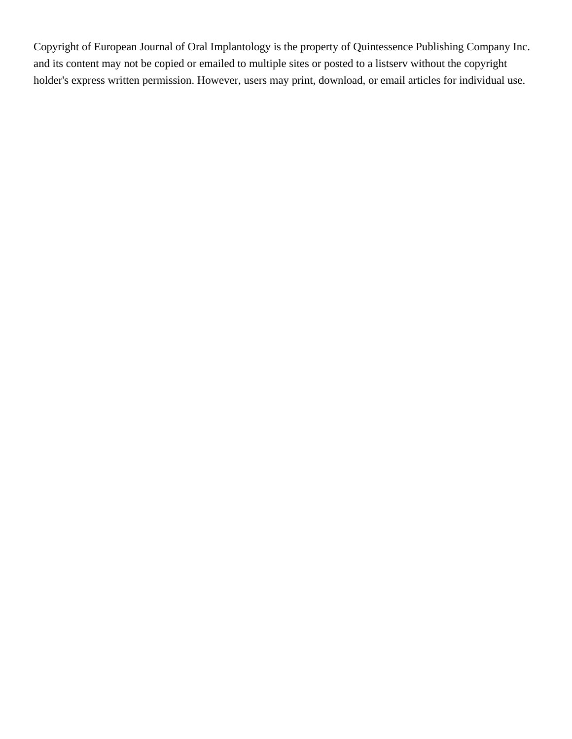Copyright of European Journal of Oral Implantology is the property of Quintessence Publishing Company Inc. and its content may not be copied or emailed to multiple sites or posted to a listserv without the copyright holder's express written permission. However, users may print, download, or email articles for individual use.